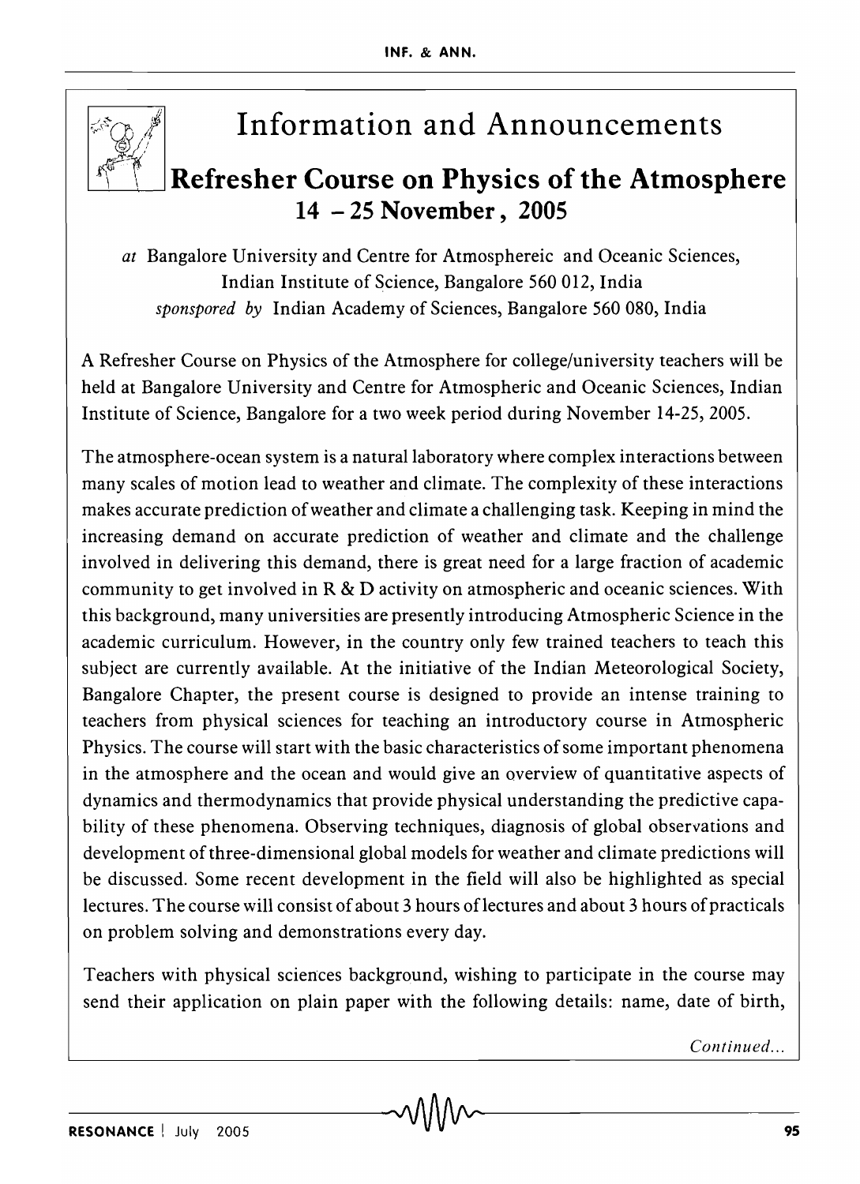# Information and Announcements

## Refresher Course on Physics of the Atmosphere
## 14 – 25 November, 2005

*at* Bangalore University and Centre for Atmosphereic and Oceanic Sciences, Indian Institute of Science, Bangalore 560 012, India
*sponspored by* Indian Academy of Sciences, Bangalore 560 080, India

A Refresher Course on Physics of the Atmosphere for college/university teachers will be held at Bangalore University and Centre for Atmospheric and Oceanic Sciences, Indian Institute of Science, Bangalore for a two week period during November 14-25, 2005.

The atmosphere-ocean system is a natural laboratory where complex interactions between many scales of motion lead to weather and climate. The complexity of these interactions makes accurate prediction of weather and climate a challenging task. Keeping in mind the increasing demand on accurate prediction of weather and climate and the challenge involved in delivering this demand, there is great need for a large fraction of academic community to get involved in R & D activity on atmospheric and oceanic sciences. With this background, many universities are presently introducing Atmospheric Science in the academic curriculum. However, in the country only few trained teachers to teach this subject are currently available. At the initiative of the Indian Meteorological Society, Bangalore Chapter, the present course is designed to provide an intense training to teachers from physical sciences for teaching an introductory course in Atmospheric Physics. The course will start with the basic characteristics of some important phenomena in the atmosphere and the ocean and would give an overview of quantitative aspects of dynamics and thermodynamics that provide physical understanding the predictive capability of these phenomena. Observing techniques, diagnosis of global observations and development of three-dimensional global models for weather and climate predictions will be discussed. Some recent development in the field will also be highlighted as special lectures. The course will consist of about 3 hours of lectures and about 3 hours of practicals on problem solving and demonstrations every day.

Teachers with physical sciences background, wishing to participate in the course may send their application on plain paper with the following details: name, date of birth,

*Continued...*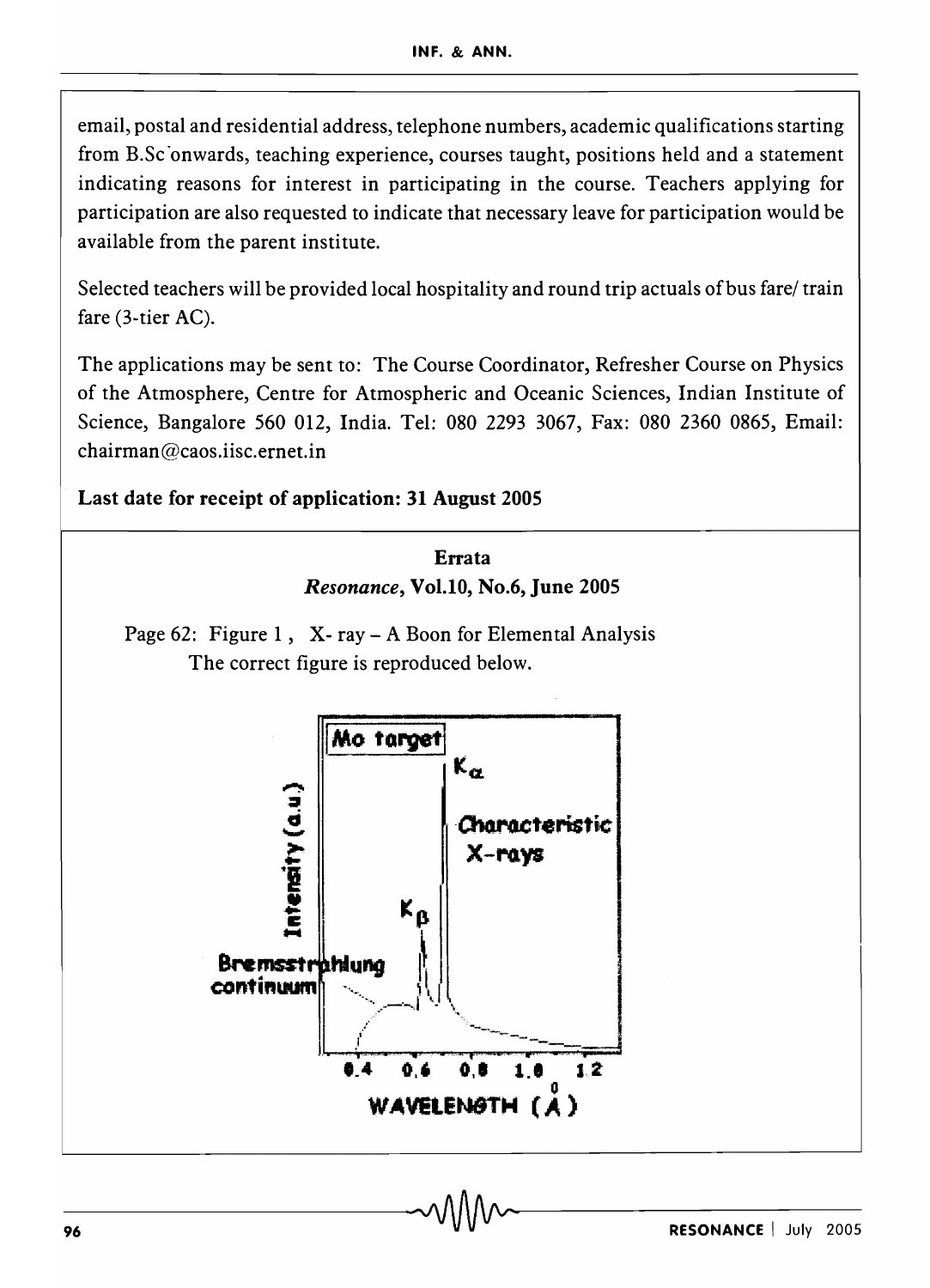email, postal and residential address, telephone numbers, academic qualifications starting from B.Sc onwards, teaching experience, courses taught, positions held and a statement indicating reasons for interest in participating in the course. Teachers applying for participation are also requested to indicate that necessary leave for participation would be available from the parent institute.

Selected teachers will be provided local hospitality and round trip actuals of bus fare/ train fare (3-tier AC).

The applications may be sent to: The Course Coordinator, Refresher Course on Physics of the Atmosphere, Centre for Atmospheric and Oceanic Sciences, Indian Institute of Science, Bangalore 560 012, India. Tel: 080 2293 3067, Fax: 080 2360 0865, Email: chairman@caos.iisc.ernet.in

**Last date for receipt of application: 31 August 2005**

## Errata

***Resonance*, Vol.10, No.6, June 2005**

Page 62: Figure 1, X- ray – A Boon for Elemental Analysis
The correct figure is reproduced below.

Mo target

$K_\alpha$

Characteristic X-rays

$K_\beta$

Intensity (a.u.)

Bremsstrahlung continuum

0.4 0.6 0.8 1.0 1.2

WAVELENGTH (Å)